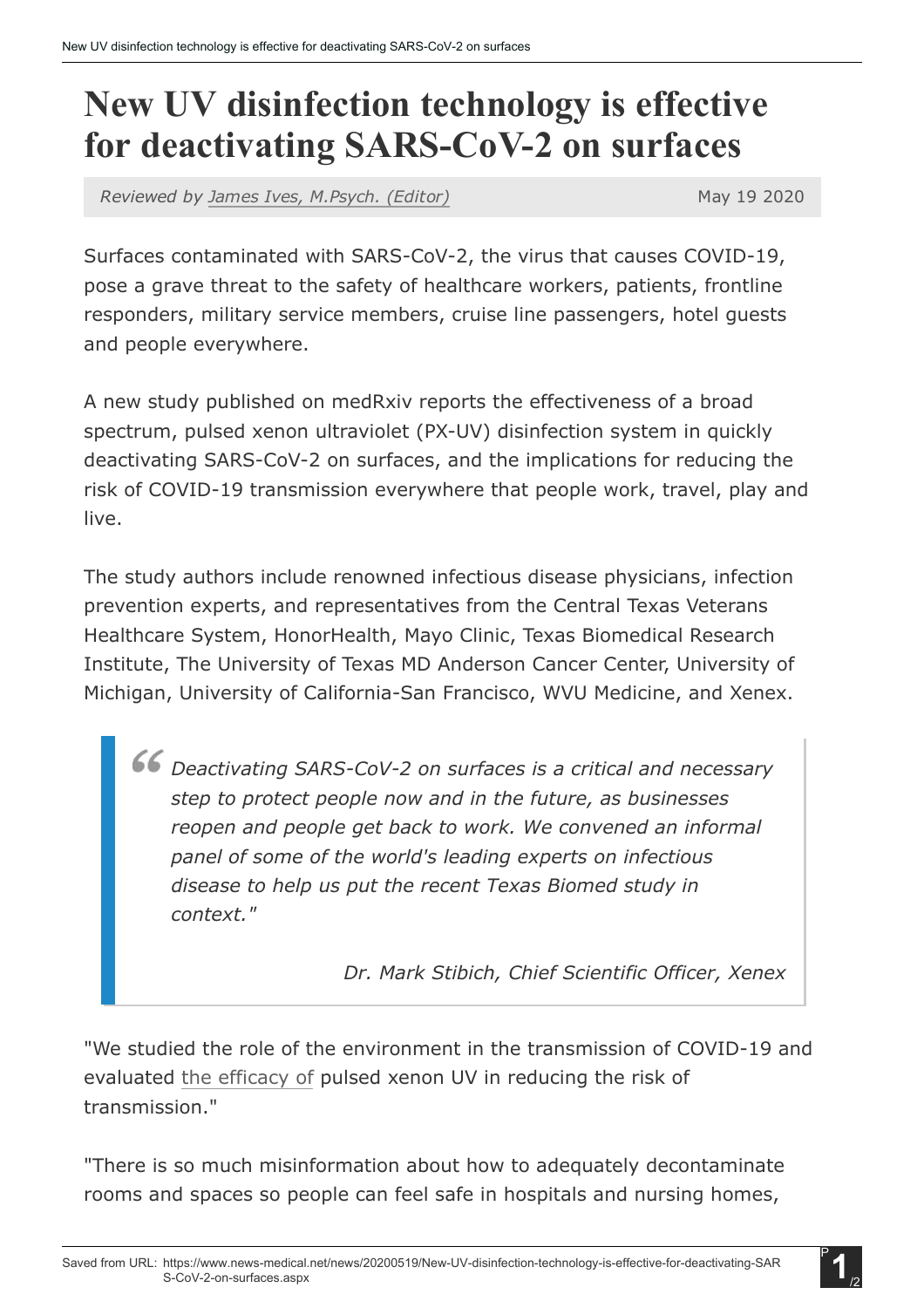# New UV disinfection technology is effective for deactivating SARS-CoV-2 on surfaces

*Reviewed by James Ives, M.Psych. (Editor)* May 19 2020

Surfaces contaminated with SARS-CoV-2, the virus that causes COVID-19, pose a grave threat to the safety of healthcare workers, patients, frontline responders, military service members, cruise line passengers, hotel guests and people everywhere.

A new study published on medRxiv reports the effectiveness of a broad spectrum, pulsed xenon ultraviolet (PX-UV) disinfection system in quickly deactivating SARS-CoV-2 on surfaces, and the implications for reducing the risk of COVID-19 transmission everywhere that people work, travel, play and live.

The study authors include renowned infectious disease physicians, infection prevention experts, and representatives from the Central Texas Veterans Healthcare System, HonorHealth, Mayo Clinic, Texas Biomedical Research Institute, The University of Texas MD Anderson Cancer Center, University of Michigan, University of California-San Francisco, WVU Medicine, and Xenex.

> *Deactivating SARS-CoV-2 on surfaces is a critical and necessary step to protect people now and in the future, as businesses reopen and people get back to work. We convened an informal panel of some of the world's leading experts on infectious disease to help us put the recent Texas Biomed study in context."*
>
> *Dr. Mark Stibich, Chief Scientific Officer, Xenex*

"We studied the role of the environment in the transmission of COVID-19 and evaluated the efficacy of pulsed xenon UV in reducing the risk of transmission."

"There is so much misinformation about how to adequately decontaminate rooms and spaces so people can feel safe in hospitals and nursing homes,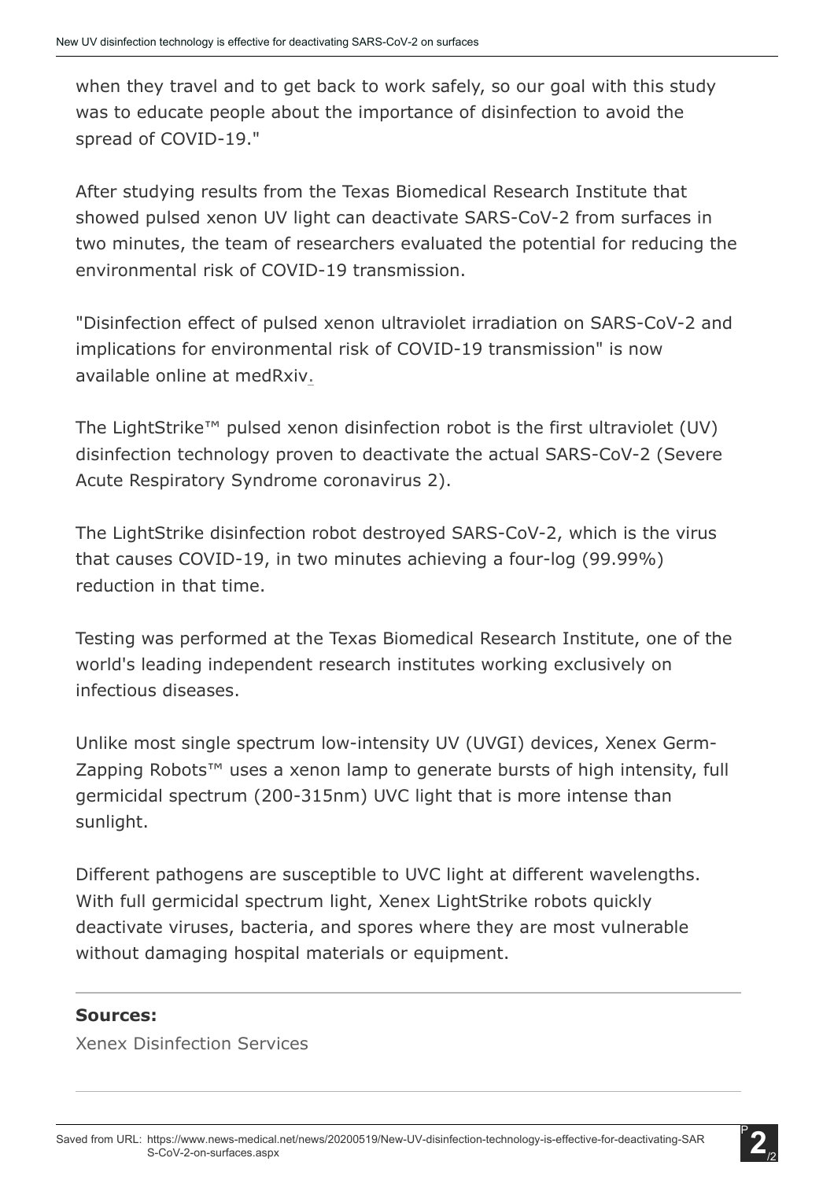when they travel and to get back to work safely, so our goal with this study was to educate people about the importance of disinfection to avoid the spread of COVID-19."

After studying results from the Texas Biomedical Research Institute that showed pulsed xenon UV light can deactivate SARS-CoV-2 from surfaces in two minutes, the team of researchers evaluated the potential for reducing the environmental risk of COVID-19 transmission.

"Disinfection effect of pulsed xenon ultraviolet irradiation on SARS-CoV-2 and implications for environmental risk of COVID-19 transmission" is now available online at medRxiv.

The LightStrike™ pulsed xenon disinfection robot is the first ultraviolet (UV) disinfection technology proven to deactivate the actual SARS-CoV-2 (Severe Acute Respiratory Syndrome coronavirus 2).

The LightStrike disinfection robot destroyed SARS-CoV-2, which is the virus that causes COVID-19, in two minutes achieving a four-log (99.99%) reduction in that time.

Testing was performed at the Texas Biomedical Research Institute, one of the world's leading independent research institutes working exclusively on infectious diseases.

Unlike most single spectrum low-intensity UV (UVGI) devices, Xenex Germ-Zapping Robots™ uses a xenon lamp to generate bursts of high intensity, full germicidal spectrum (200-315nm) UVC light that is more intense than sunlight.

Different pathogens are susceptible to UVC light at different wavelengths. With full germicidal spectrum light, Xenex LightStrike robots quickly deactivate viruses, bacteria, and spores where they are most vulnerable without damaging hospital materials or equipment.

---

**Sources:**

Xenex Disinfection Services

---